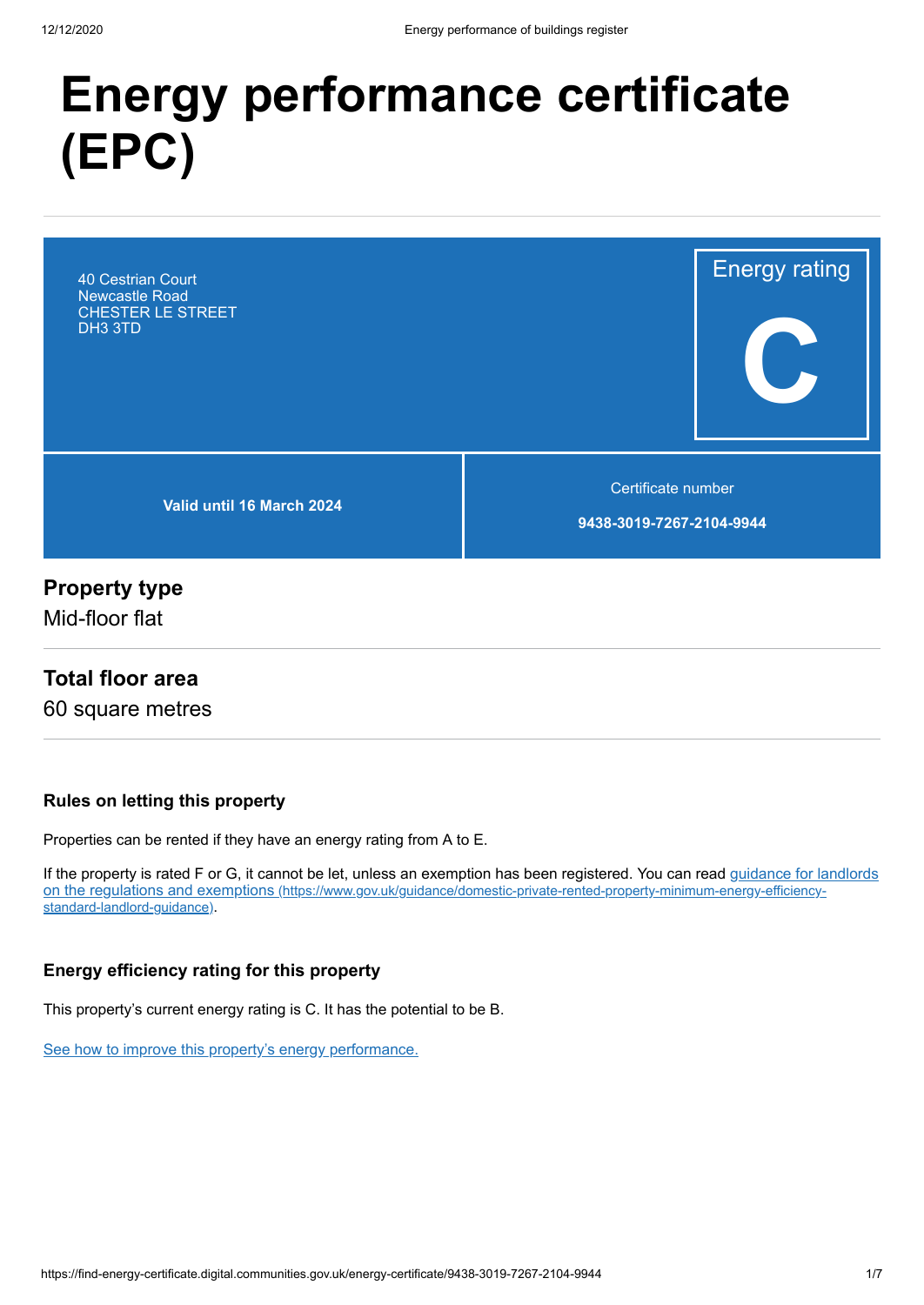# Energy performance certificate (EPC)

40 Cestrian Court
Newcastle Road
CHESTER LE STREET
DH3 3TD

Energy rating

**C**

**Valid until 16 March 2024**

Certificate number

**9438-3019-7267-2104-9944**

## Property type

Mid-floor flat

## Total floor area

60 square metres

### Rules on letting this property

Properties can be rented if they have an energy rating from A to E.

If the property is rated F or G, it cannot be let, unless an exemption has been registered. You can read [guidance for landlords on the regulations and exemptions (https://www.gov.uk/guidance/domestic-private-rented-property-minimum-energy-efficiency-standard-landlord-guidance)](https://www.gov.uk/guidance/domestic-private-rented-property-minimum-energy-efficiency-standard-landlord-guidance).

### Energy efficiency rating for this property

This property's current energy rating is C. It has the potential to be B.

See how to improve this property's energy performance.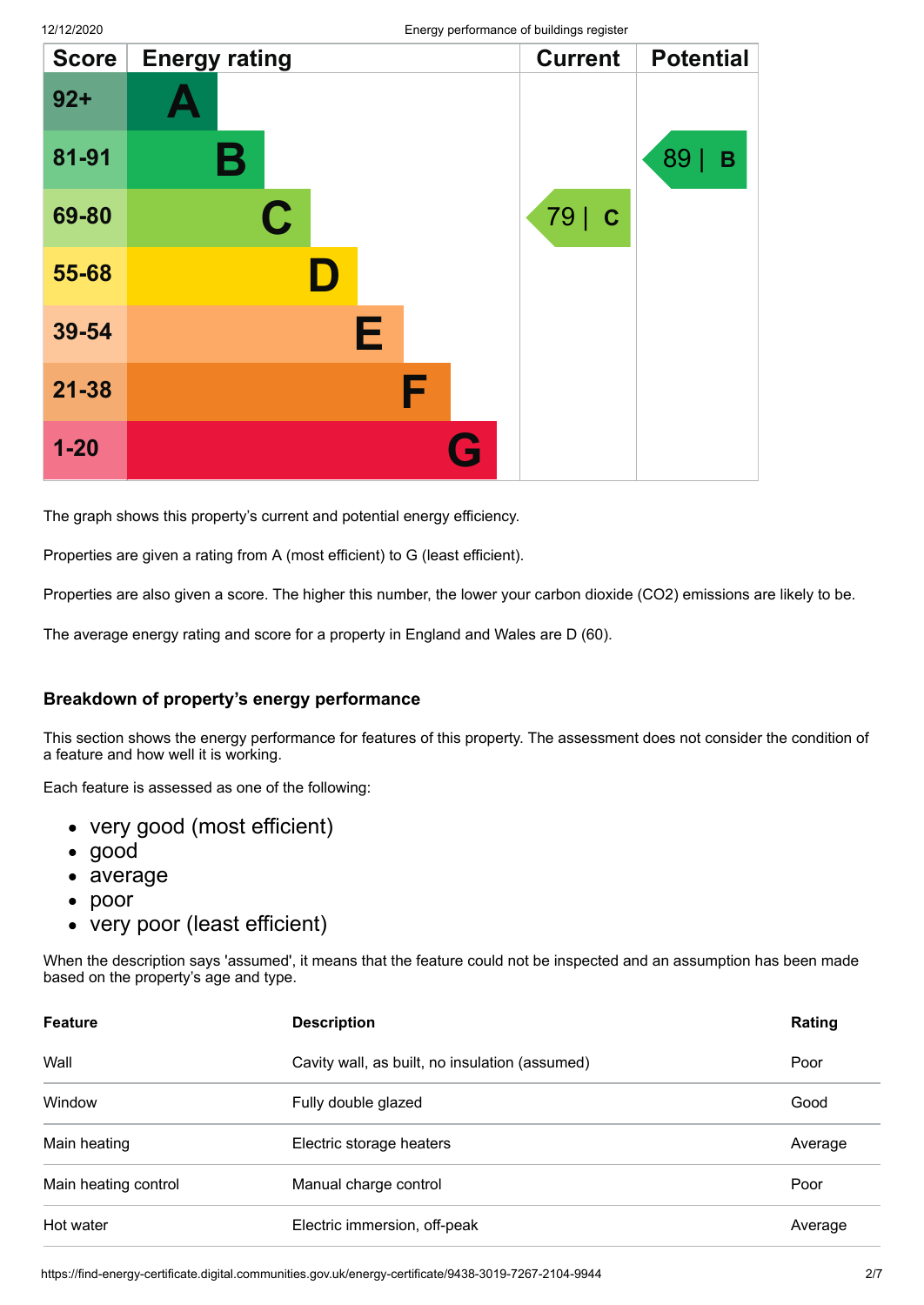| Score | Energy rating | Current | Potential |
|---|---|---|---|
| 92+ | A | | |
| 81-91 | B | | 89 \| B |
| 69-80 | C | 79 \| C | |
| 55-68 | D | | |
| 39-54 | E | | |
| 21-38 | F | | |
| 1-20 | G | | |

The graph shows this property's current and potential energy efficiency.

Properties are given a rating from A (most efficient) to G (least efficient).

Properties are also given a score. The higher this number, the lower your carbon dioxide ($CO_2$) emissions are likely to be.

The average energy rating and score for a property in England and Wales are D (60).

### Breakdown of property's energy performance

This section shows the energy performance for features of this property. The assessment does not consider the condition of a feature and how well it is working.

Each feature is assessed as one of the following:

- very good (most efficient)
- good
- average
- poor
- very poor (least efficient)

When the description says 'assumed', it means that the feature could not be inspected and an assumption has been made based on the property's age and type.

| Feature | Description | Rating |
|---|---|---|
| Wall | Cavity wall, as built, no insulation (assumed) | Poor |
| Window | Fully double glazed | Good |
| Main heating | Electric storage heaters | Average |
| Main heating control | Manual charge control | Poor |
| Hot water | Electric immersion, off-peak | Average |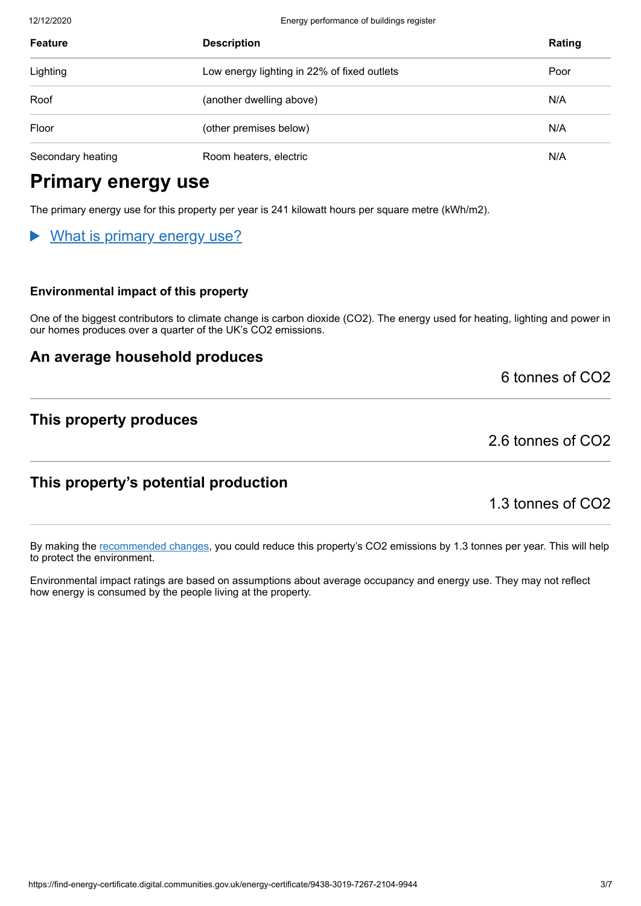| Feature | Description | Rating |
| --- | --- | --- |
| Lighting | Low energy lighting in 22% of fixed outlets | Poor |
| Roof | (another dwelling above) | N/A |
| Floor | (other premises below) | N/A |
| Secondary heating | Room heaters, electric | N/A |

# Primary energy use

The primary energy use for this property per year is 241 kilowatt hours per square metre (kWh/m2).

▶ What is primary energy use?

#### Environmental impact of this property

One of the biggest contributors to climate change is carbon dioxide ($CO_2$). The energy used for heating, lighting and power in our homes produces over a quarter of the UK's $CO_2$ emissions.

### An average household produces

6 tonnes of $CO_2$

### This property produces

2.6 tonnes of $CO_2$

### This property's potential production

1.3 tonnes of $CO_2$

By making the recommended changes, you could reduce this property's $CO_2$ emissions by 1.3 tonnes per year. This will help to protect the environment.

Environmental impact ratings are based on assumptions about average occupancy and energy use. They may not reflect how energy is consumed by the people living at the property.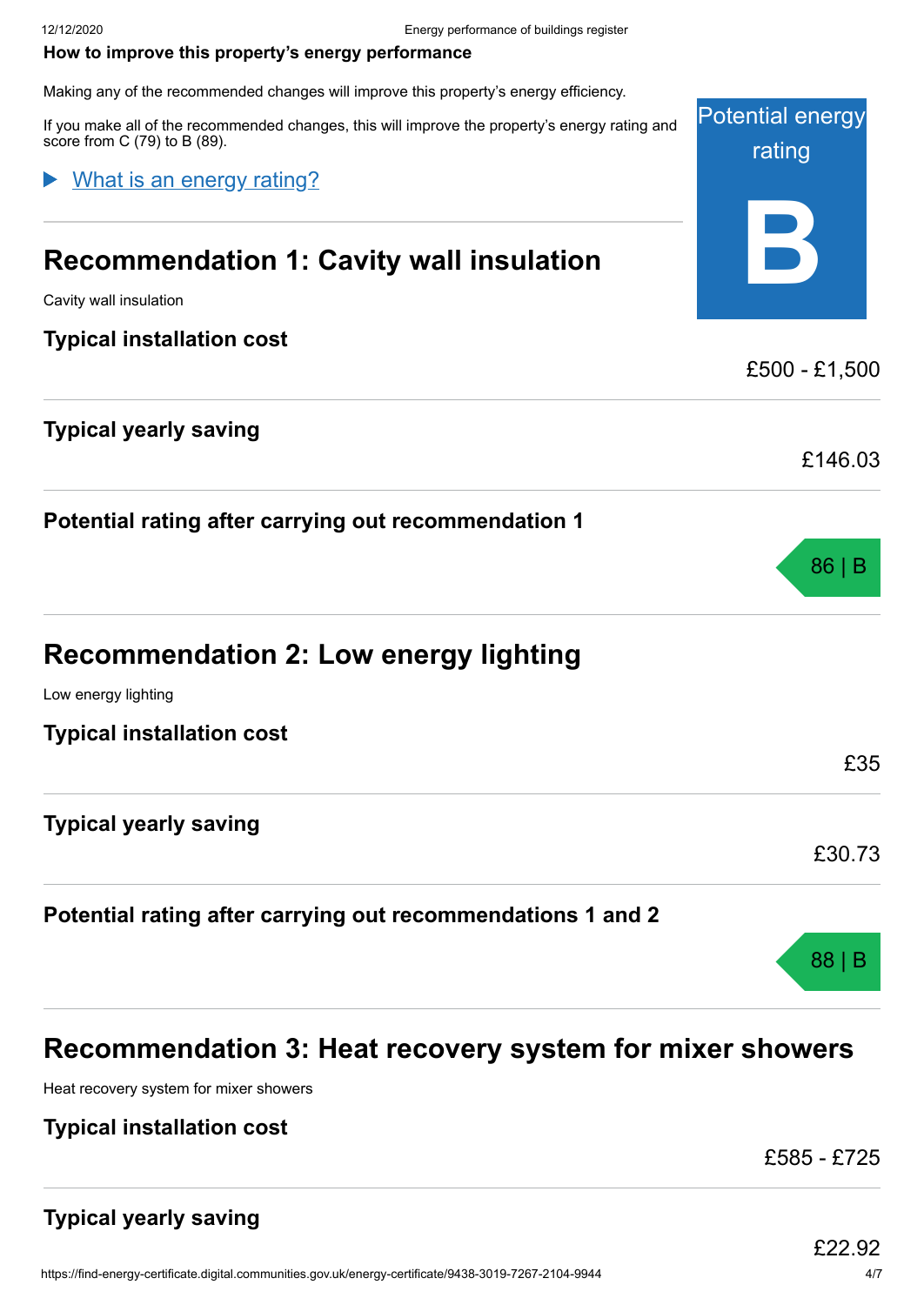## How to improve this property's energy performance

Making any of the recommended changes will improve this property's energy efficiency.

If you make all of the recommended changes, this will improve the property's energy rating and score from C (79) to B (89).

Potential energy rating

**B**

▶ What is an energy rating?

## Recommendation 1: Cavity wall insulation

Cavity wall insulation

**Typical installation cost**

£500 - £1,500

**Typical yearly saving**

£146.03

**Potential rating after carrying out recommendation 1**

86 | B

## Recommendation 2: Low energy lighting

Low energy lighting

**Typical installation cost**

£35

**Typical yearly saving**

£30.73

**Potential rating after carrying out recommendations 1 and 2**

88 | B

## Recommendation 3: Heat recovery system for mixer showers

Heat recovery system for mixer showers

**Typical installation cost**

£585 - £725

**Typical yearly saving**

£22.92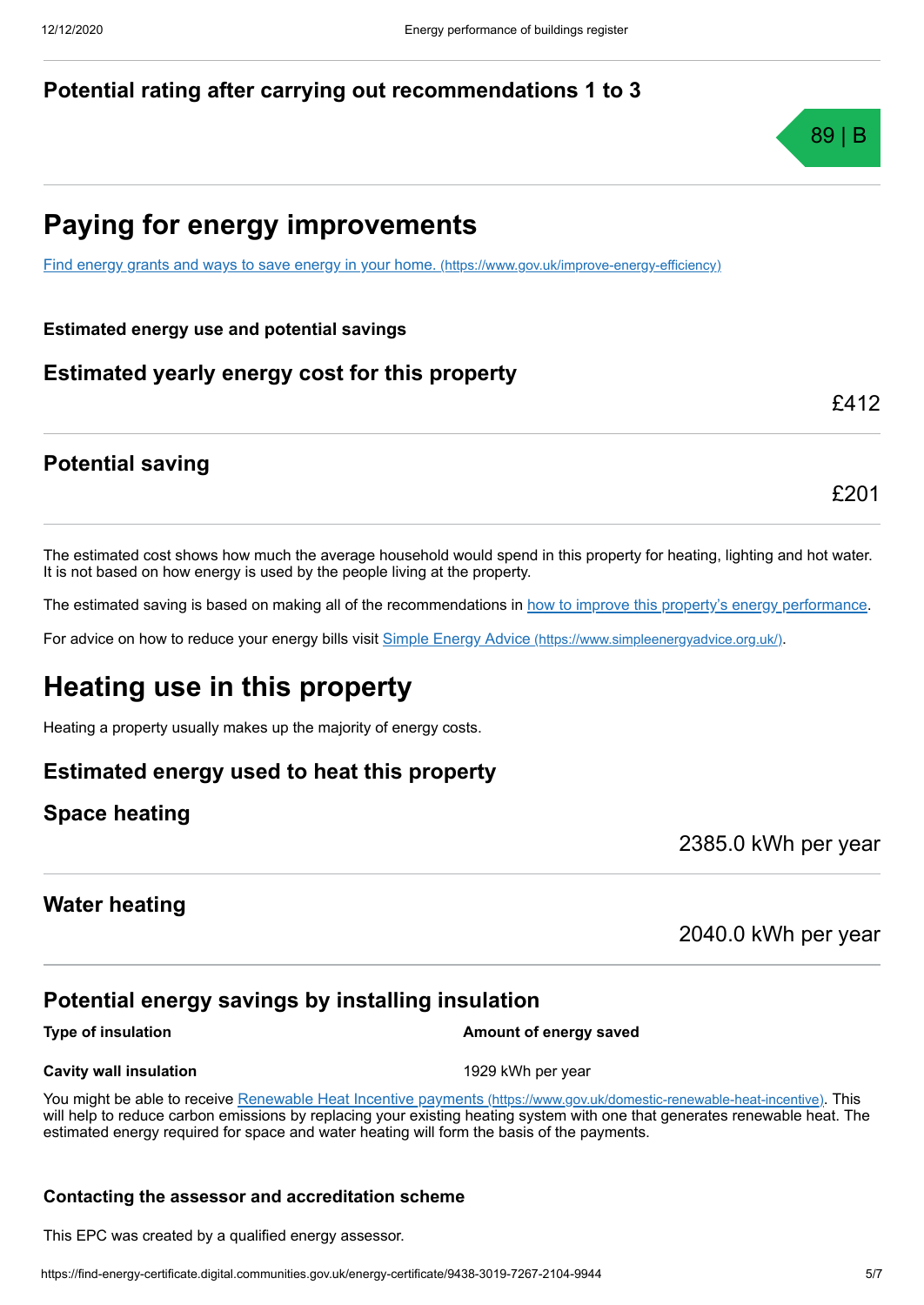## Potential rating after carrying out recommendations 1 to 3

89 | B

# Paying for energy improvements

[Find energy grants and ways to save energy in your home. (https://www.gov.uk/improve-energy-efficiency)](https://www.gov.uk/improve-energy-efficiency)

**Estimated energy use and potential savings**

## Estimated yearly energy cost for this property

£412

## Potential saving

£201

The estimated cost shows how much the average household would spend in this property for heating, lighting and hot water. It is not based on how energy is used by the people living at the property.

The estimated saving is based on making all of the recommendations in how to improve this property's energy performance.

For advice on how to reduce your energy bills visit [Simple Energy Advice (https://www.simpleenergyadvice.org.uk/)](https://www.simpleenergyadvice.org.uk/).

# Heating use in this property

Heating a property usually makes up the majority of energy costs.

## Estimated energy used to heat this property

## Space heating

2385.0 kWh per year

## Water heating

2040.0 kWh per year

## Potential energy savings by installing insulation

| Type of insulation | Amount of energy saved |
| --- | --- |
| **Cavity wall insulation** | 1929 kWh per year |

You might be able to receive [Renewable Heat Incentive payments (https://www.gov.uk/domestic-renewable-heat-incentive)](https://www.gov.uk/domestic-renewable-heat-incentive). This will help to reduce carbon emissions by replacing your existing heating system with one that generates renewable heat. The estimated energy required for space and water heating will form the basis of the payments.

**Contacting the assessor and accreditation scheme**

This EPC was created by a qualified energy assessor.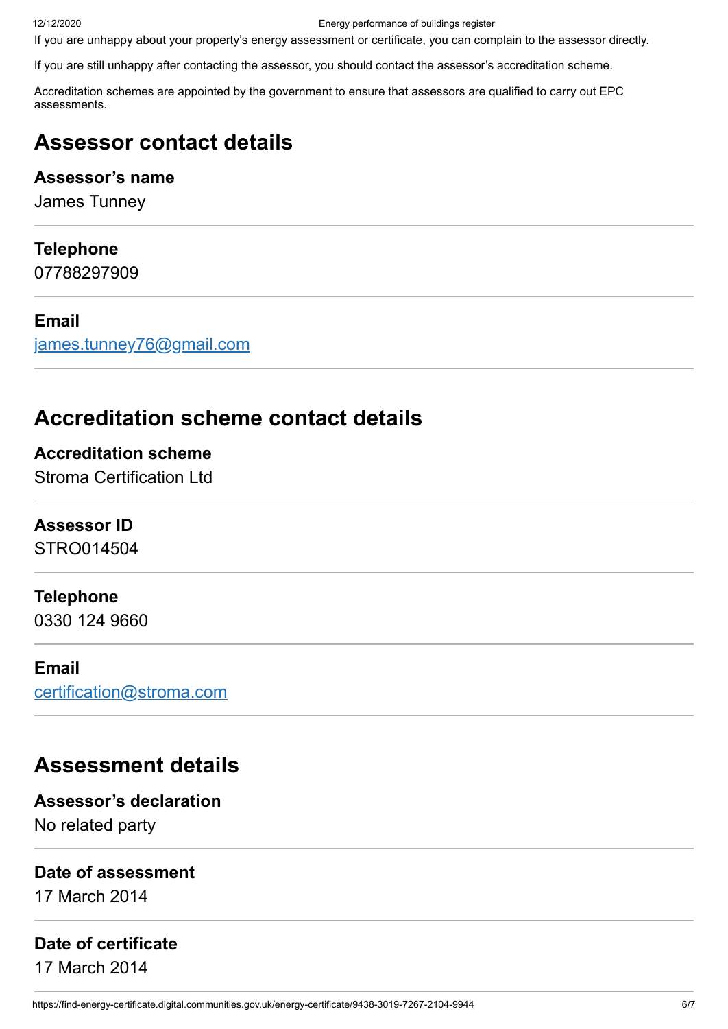If you are unhappy about your property's energy assessment or certificate, you can complain to the assessor directly.

If you are still unhappy after contacting the assessor, you should contact the assessor's accreditation scheme.

Accreditation schemes are appointed by the government to ensure that assessors are qualified to carry out EPC assessments.

## Assessor contact details

**Assessor's name**
James Tunney

**Telephone**
07788297909

**Email**
james.tunney76@gmail.com

## Accreditation scheme contact details

**Accreditation scheme**
Stroma Certification Ltd

**Assessor ID**
STRO014504

**Telephone**
0330 124 9660

**Email**
certification@stroma.com

## Assessment details

**Assessor's declaration**
No related party

**Date of assessment**
17 March 2014

**Date of certificate**
17 March 2014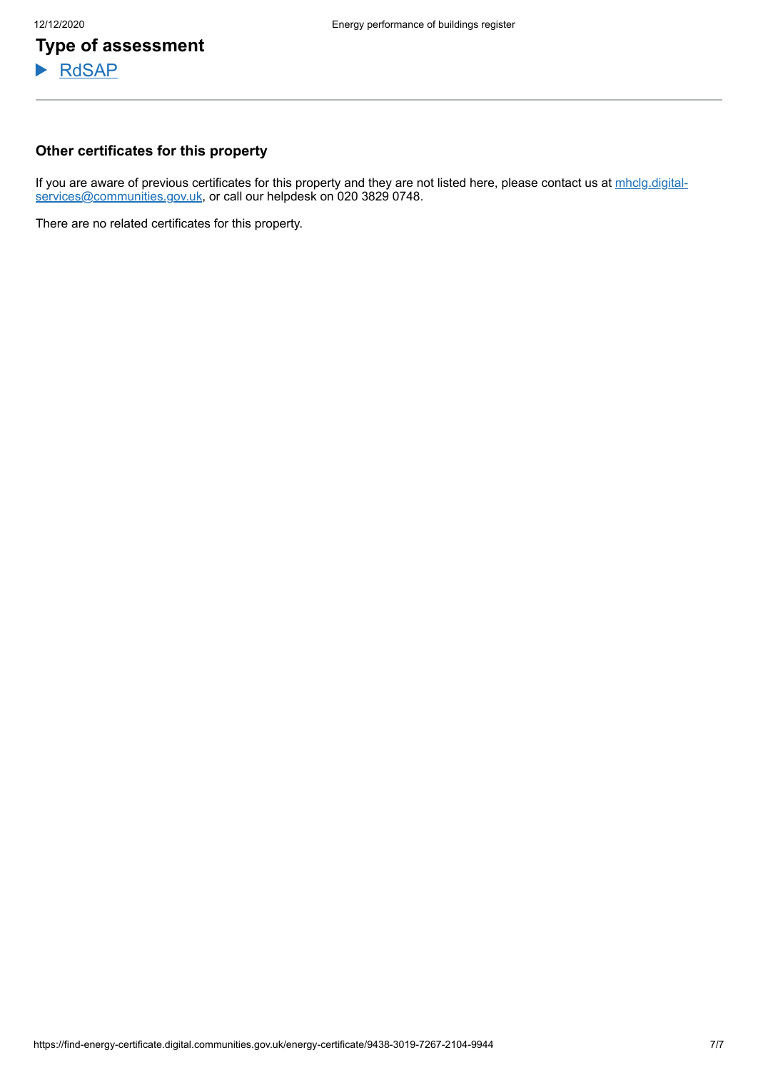## Type of assessment

▶ RdSAP

### Other certificates for this property

If you are aware of previous certificates for this property and they are not listed here, please contact us at mhclg.digital-services@communities.gov.uk, or call our helpdesk on 020 3829 0748.

There are no related certificates for this property.